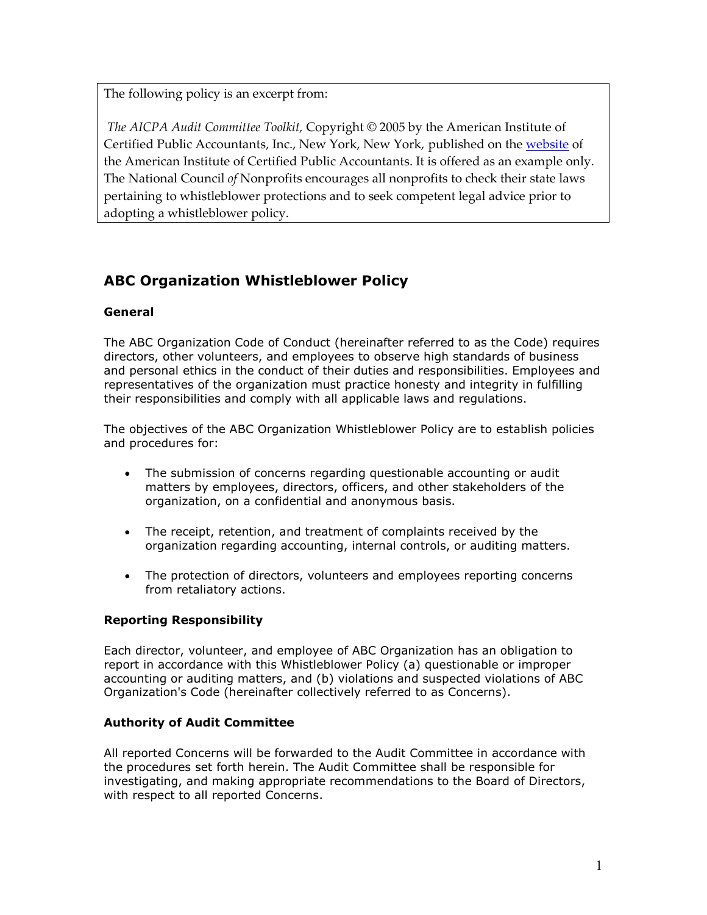The following policy is an excerpt from:

*The AICPA Audit Committee Toolkit,* Copyright © 2005 by the American Institute of Certified Public Accountants, Inc., New York, New York, published on the website of the American Institute of Certified Public Accountants. It is offered as an example only. The National Council *of* Nonprofits encourages all nonprofits to check their state laws pertaining to whistleblower protections and to seek competent legal advice prior to adopting a whistleblower policy.

## ABC Organization Whistleblower Policy

### General

The ABC Organization Code of Conduct (hereinafter referred to as the Code) requires directors, other volunteers, and employees to observe high standards of business and personal ethics in the conduct of their duties and responsibilities. Employees and representatives of the organization must practice honesty and integrity in fulfilling their responsibilities and comply with all applicable laws and regulations.

The objectives of the ABC Organization Whistleblower Policy are to establish policies and procedures for:

- The submission of concerns regarding questionable accounting or audit matters by employees, directors, officers, and other stakeholders of the organization, on a confidential and anonymous basis.
- The receipt, retention, and treatment of complaints received by the organization regarding accounting, internal controls, or auditing matters.
- The protection of directors, volunteers and employees reporting concerns from retaliatory actions.

### Reporting Responsibility

Each director, volunteer, and employee of ABC Organization has an obligation to report in accordance with this Whistleblower Policy (a) questionable or improper accounting or auditing matters, and (b) violations and suspected violations of ABC Organization's Code (hereinafter collectively referred to as Concerns).

### Authority of Audit Committee

All reported Concerns will be forwarded to the Audit Committee in accordance with the procedures set forth herein. The Audit Committee shall be responsible for investigating, and making appropriate recommendations to the Board of Directors, with respect to all reported Concerns.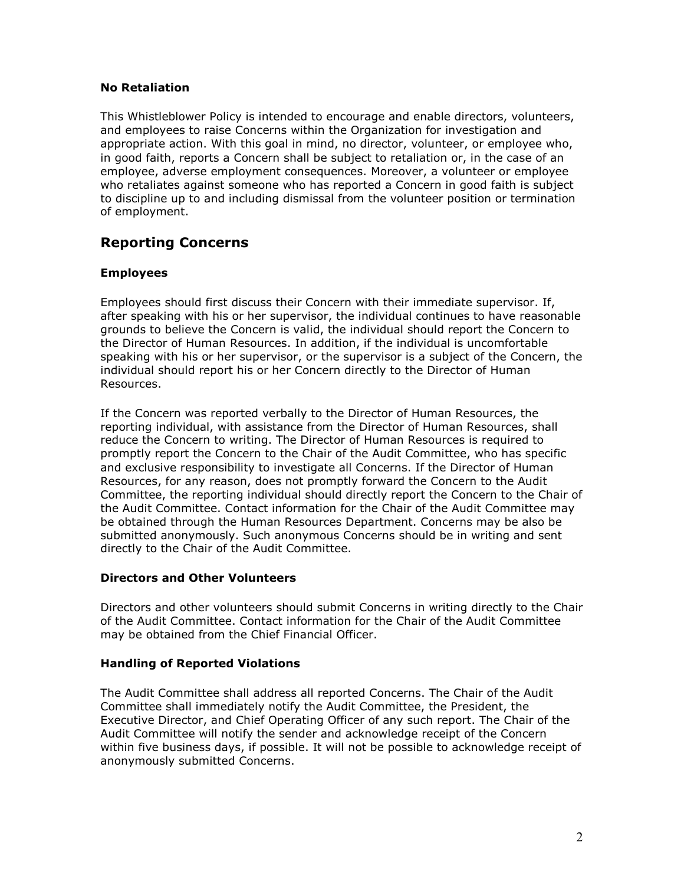### No Retaliation

This Whistleblower Policy is intended to encourage and enable directors, volunteers, and employees to raise Concerns within the Organization for investigation and appropriate action. With this goal in mind, no director, volunteer, or employee who, in good faith, reports a Concern shall be subject to retaliation or, in the case of an employee, adverse employment consequences. Moreover, a volunteer or employee who retaliates against someone who has reported a Concern in good faith is subject to discipline up to and including dismissal from the volunteer position or termination of employment.

## Reporting Concerns

### Employees

Employees should first discuss their Concern with their immediate supervisor. If, after speaking with his or her supervisor, the individual continues to have reasonable grounds to believe the Concern is valid, the individual should report the Concern to the Director of Human Resources. In addition, if the individual is uncomfortable speaking with his or her supervisor, or the supervisor is a subject of the Concern, the individual should report his or her Concern directly to the Director of Human Resources.

If the Concern was reported verbally to the Director of Human Resources, the reporting individual, with assistance from the Director of Human Resources, shall reduce the Concern to writing. The Director of Human Resources is required to promptly report the Concern to the Chair of the Audit Committee, who has specific and exclusive responsibility to investigate all Concerns. If the Director of Human Resources, for any reason, does not promptly forward the Concern to the Audit Committee, the reporting individual should directly report the Concern to the Chair of the Audit Committee. Contact information for the Chair of the Audit Committee may be obtained through the Human Resources Department. Concerns may be also be submitted anonymously. Such anonymous Concerns should be in writing and sent directly to the Chair of the Audit Committee.

### Directors and Other Volunteers

Directors and other volunteers should submit Concerns in writing directly to the Chair of the Audit Committee. Contact information for the Chair of the Audit Committee may be obtained from the Chief Financial Officer.

### Handling of Reported Violations

The Audit Committee shall address all reported Concerns. The Chair of the Audit Committee shall immediately notify the Audit Committee, the President, the Executive Director, and Chief Operating Officer of any such report. The Chair of the Audit Committee will notify the sender and acknowledge receipt of the Concern within five business days, if possible. It will not be possible to acknowledge receipt of anonymously submitted Concerns.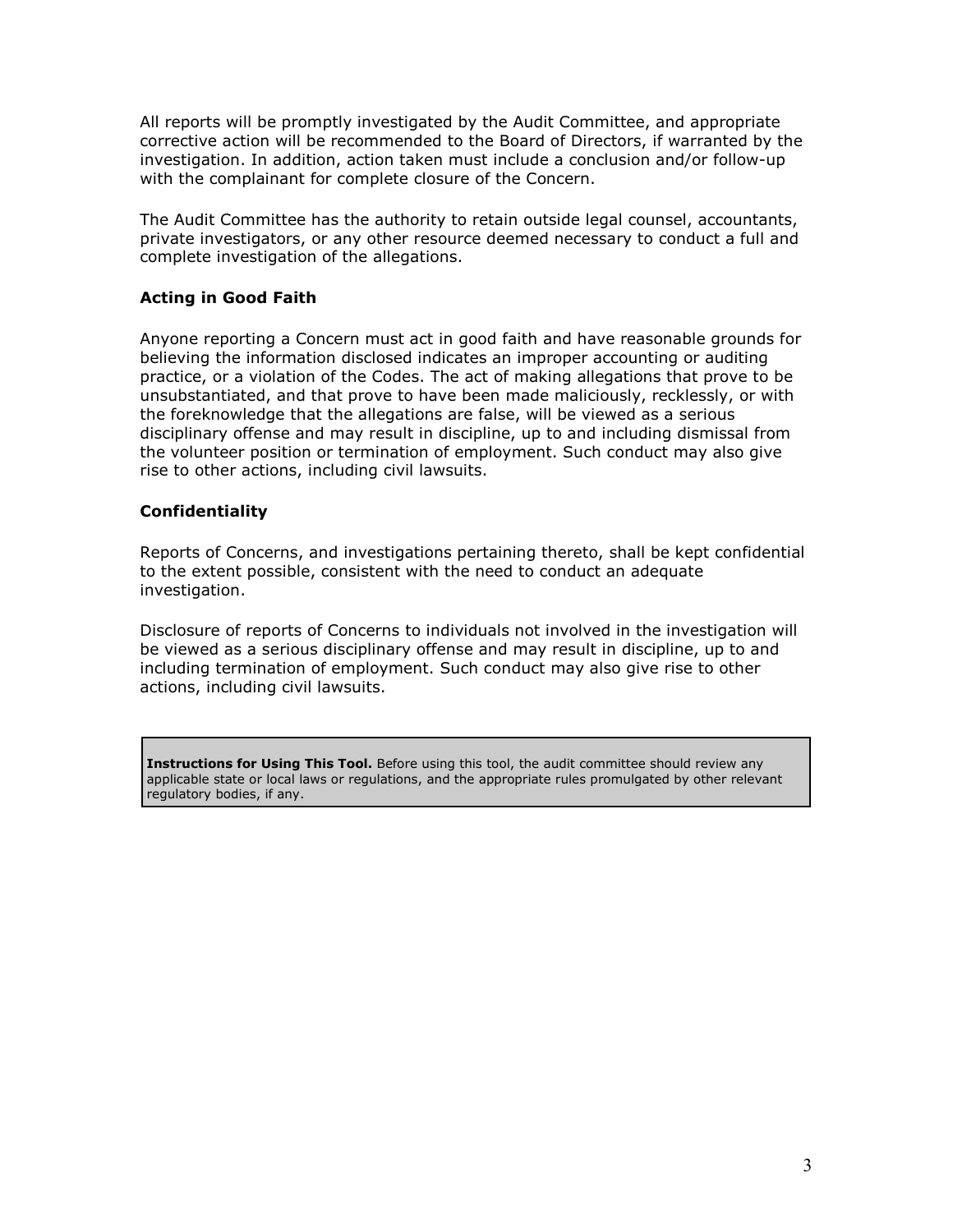All reports will be promptly investigated by the Audit Committee, and appropriate corrective action will be recommended to the Board of Directors, if warranted by the investigation. In addition, action taken must include a conclusion and/or follow-up with the complainant for complete closure of the Concern.

The Audit Committee has the authority to retain outside legal counsel, accountants, private investigators, or any other resource deemed necessary to conduct a full and complete investigation of the allegations.

### Acting in Good Faith

Anyone reporting a Concern must act in good faith and have reasonable grounds for believing the information disclosed indicates an improper accounting or auditing practice, or a violation of the Codes. The act of making allegations that prove to be unsubstantiated, and that prove to have been made maliciously, recklessly, or with the foreknowledge that the allegations are false, will be viewed as a serious disciplinary offense and may result in discipline, up to and including dismissal from the volunteer position or termination of employment. Such conduct may also give rise to other actions, including civil lawsuits.

### Confidentiality

Reports of Concerns, and investigations pertaining thereto, shall be kept confidential to the extent possible, consistent with the need to conduct an adequate investigation.

Disclosure of reports of Concerns to individuals not involved in the investigation will be viewed as a serious disciplinary offense and may result in discipline, up to and including termination of employment. Such conduct may also give rise to other actions, including civil lawsuits.

**Instructions for Using This Tool.** Before using this tool, the audit committee should review any applicable state or local laws or regulations, and the appropriate rules promulgated by other relevant regulatory bodies, if any.